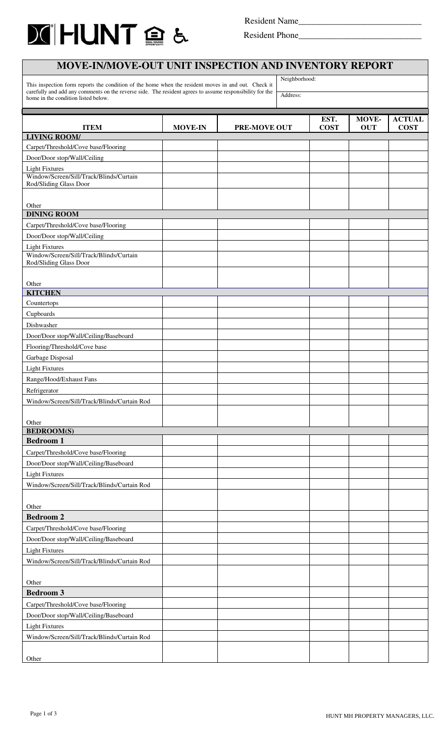HUNT

Resident Name___________________________

Resident Phone___________________________

# MOVE-IN/MOVE-OUT UNIT INSPECTION AND INVENTORY REPORT

This inspection form reports the condition of the home when the resident moves in and out. Check it carefully and add any comments on the reverse side. The resident agrees to assume responsibility for the home in the condition listed below.

Neighborhood:

Address:

| ITEM | MOVE-IN | PRE-MOVE OUT | EST. COST | MOVE-OUT | ACTUAL COST |
|---|---|---|---|---|---|
| **LIVING ROOM/** | | | | | |
| Carpet/Threshold/Cove base/Flooring | | | | | |
| Door/Door stop/Wall/Ceiling | | | | | |
| Light Fixtures | | | | | |
| Window/Screen/Sill/Track/Blinds/Curtain Rod/Sliding Glass Door | | | | | |
| Other | | | | | |
| **DINING ROOM** | | | | | |
| Carpet/Threshold/Cove base/Flooring | | | | | |
| Door/Door stop/Wall/Ceiling | | | | | |
| Light Fixtures | | | | | |
| Window/Screen/Sill/Track/Blinds/Curtain Rod/Sliding Glass Door | | | | | |
| Other | | | | | |
| **KITCHEN** | | | | | |
| Countertops | | | | | |
| Cupboards | | | | | |
| Dishwasher | | | | | |
| Door/Door stop/Wall/Ceiling/Baseboard | | | | | |
| Flooring/Threshold/Cove base | | | | | |
| Garbage Disposal | | | | | |
| Light Fixtures | | | | | |
| Range/Hood/Exhaust Fans | | | | | |
| Refrigerator | | | | | |
| Window/Screen/Sill/Track/Blinds/Curtain Rod | | | | | |
| Other | | | | | |
| **BEDROOM(S)** | | | | | |
| **Bedroom 1** | | | | | |
| Carpet/Threshold/Cove base/Flooring | | | | | |
| Door/Door stop/Wall/Ceiling/Baseboard | | | | | |
| Light Fixtures | | | | | |
| Window/Screen/Sill/Track/Blinds/Curtain Rod | | | | | |
| Other | | | | | |
| **Bedroom 2** | | | | | |
| Carpet/Threshold/Cove base/Flooring | | | | | |
| Door/Door stop/Wall/Ceiling/Baseboard | | | | | |
| Light Fixtures | | | | | |
| Window/Screen/Sill/Track/Blinds/Curtain Rod | | | | | |
| Other | | | | | |
| **Bedroom 3** | | | | | |
| Carpet/Threshold/Cove base/Flooring | | | | | |
| Door/Door stop/Wall/Ceiling/Baseboard | | | | | |
| Light Fixtures | | | | | |
| Window/Screen/Sill/Track/Blinds/Curtain Rod | | | | | |
| Other | | | | | |

HUNT MH PROPERTY MANAGERS, LLC.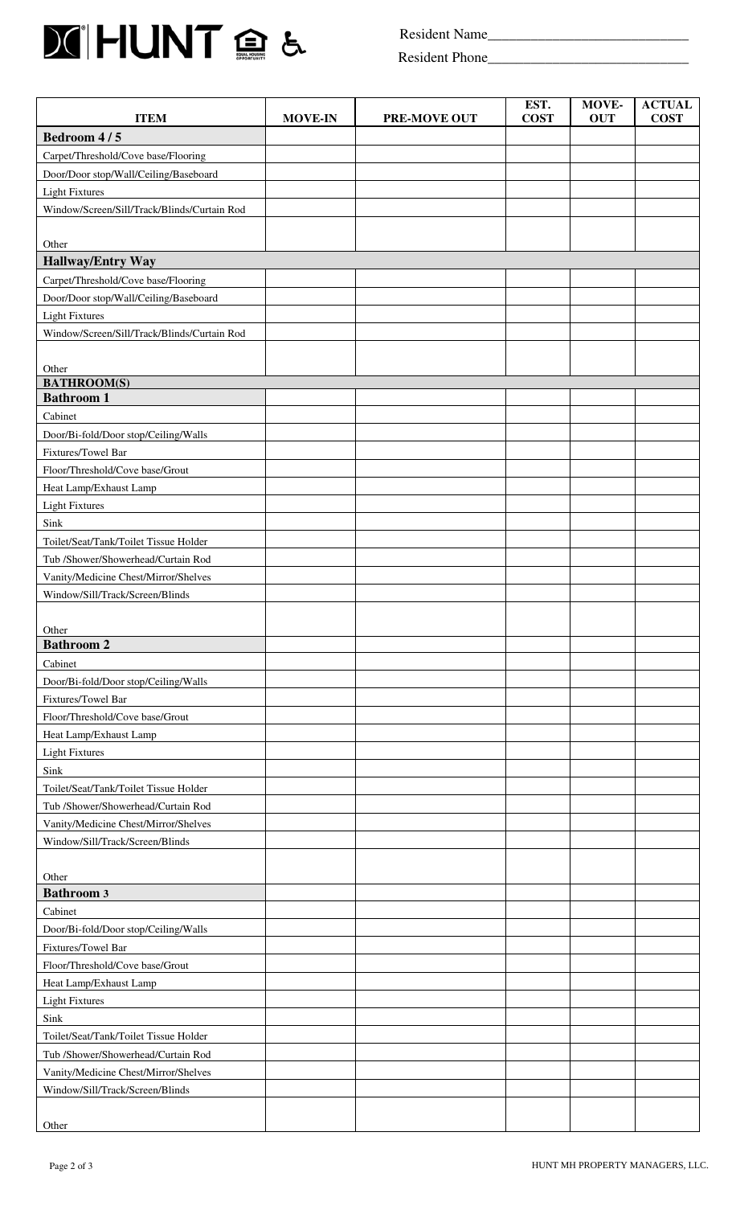Resident Name___________________________

Resident Phone___________________________

| ITEM | MOVE-IN | PRE-MOVE OUT | EST. COST | MOVE-OUT | ACTUAL COST |
|---|---|---|---|---|---|
| **Bedroom 4 / 5** | | | | | |
| Carpet/Threshold/Cove base/Flooring | | | | | |
| Door/Door stop/Wall/Ceiling/Baseboard | | | | | |
| Light Fixtures | | | | | |
| Window/Screen/Sill/Track/Blinds/Curtain Rod | | | | | |
| Other | | | | | |
| **Hallway/Entry Way** | | | | | |
| Carpet/Threshold/Cove base/Flooring | | | | | |
| Door/Door stop/Wall/Ceiling/Baseboard | | | | | |
| Light Fixtures | | | | | |
| Window/Screen/Sill/Track/Blinds/Curtain Rod | | | | | |
| Other | | | | | |
| **BATHROOM(S)** | | | | | |
| **Bathroom 1** | | | | | |
| Cabinet | | | | | |
| Door/Bi-fold/Door stop/Ceiling/Walls | | | | | |
| Fixtures/Towel Bar | | | | | |
| Floor/Threshold/Cove base/Grout | | | | | |
| Heat Lamp/Exhaust Lamp | | | | | |
| Light Fixtures | | | | | |
| Sink | | | | | |
| Toilet/Seat/Tank/Toilet Tissue Holder | | | | | |
| Tub /Shower/Showerhead/Curtain Rod | | | | | |
| Vanity/Medicine Chest/Mirror/Shelves | | | | | |
| Window/Sill/Track/Screen/Blinds | | | | | |
| Other | | | | | |
| **Bathroom 2** | | | | | |
| Cabinet | | | | | |
| Door/Bi-fold/Door stop/Ceiling/Walls | | | | | |
| Fixtures/Towel Bar | | | | | |
| Floor/Threshold/Cove base/Grout | | | | | |
| Heat Lamp/Exhaust Lamp | | | | | |
| Light Fixtures | | | | | |
| Sink | | | | | |
| Toilet/Seat/Tank/Toilet Tissue Holder | | | | | |
| Tub /Shower/Showerhead/Curtain Rod | | | | | |
| Vanity/Medicine Chest/Mirror/Shelves | | | | | |
| Window/Sill/Track/Screen/Blinds | | | | | |
| Other | | | | | |
| **Bathroom 3** | | | | | |
| Cabinet | | | | | |
| Door/Bi-fold/Door stop/Ceiling/Walls | | | | | |
| Fixtures/Towel Bar | | | | | |
| Floor/Threshold/Cove base/Grout | | | | | |
| Heat Lamp/Exhaust Lamp | | | | | |
| Light Fixtures | | | | | |
| Sink | | | | | |
| Toilet/Seat/Tank/Toilet Tissue Holder | | | | | |
| Tub /Shower/Showerhead/Curtain Rod | | | | | |
| Vanity/Medicine Chest/Mirror/Shelves | | | | | |
| Window/Sill/Track/Screen/Blinds | | | | | |
| Other | | | | | |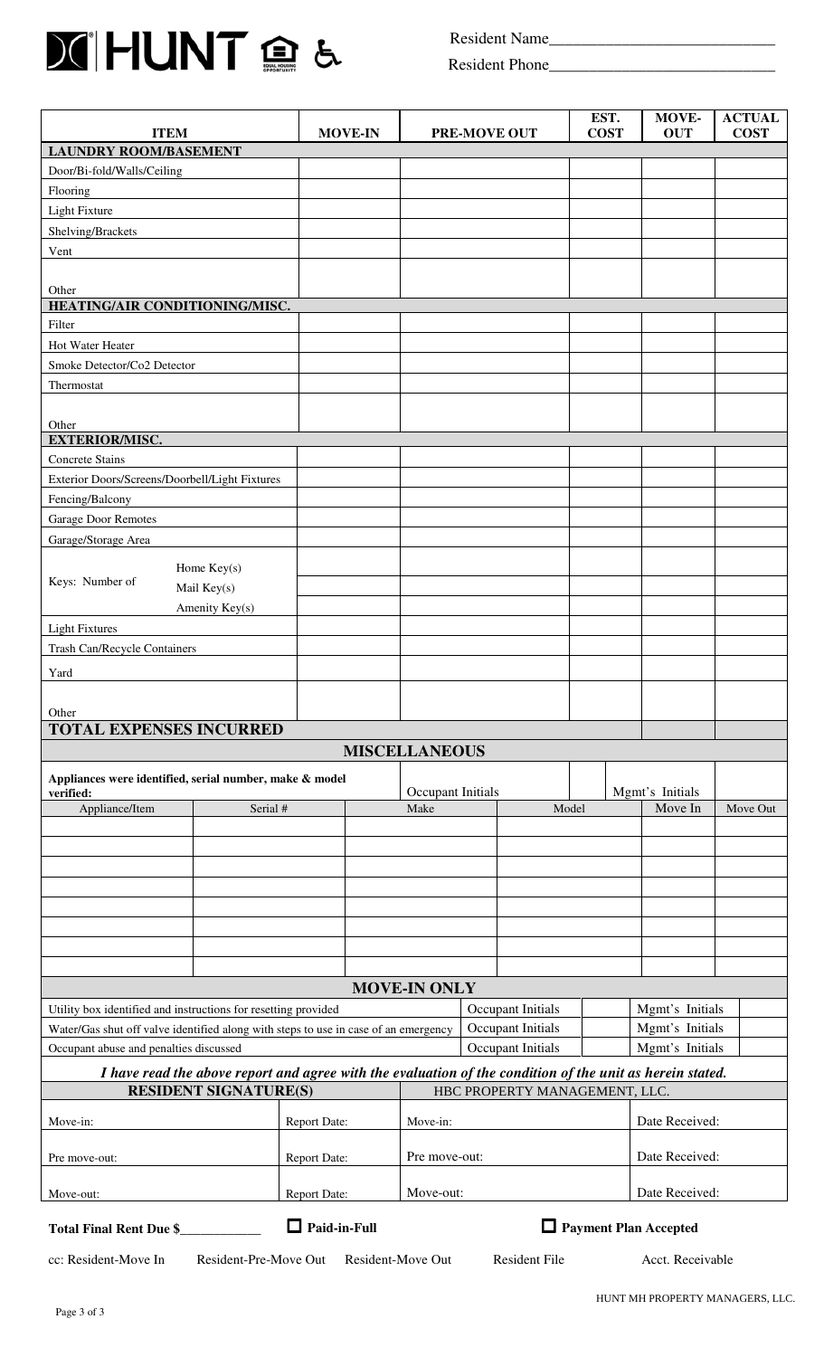HUNT

Resident Name___________________________

Resident Phone___________________________

| ITEM | | MOVE-IN | PRE-MOVE OUT | EST. COST | MOVE-OUT | ACTUAL COST |
|---|---|---|---|---|---|---|
| **LAUNDRY ROOM/BASEMENT** | | | | | | |
| Door/Bi-fold/Walls/Ceiling | | | | | | |
| Flooring | | | | | | |
| Light Fixture | | | | | | |
| Shelving/Brackets | | | | | | |
| Vent | | | | | | |
| Other | | | | | | |
| **HEATING/AIR CONDITIONING/MISC.** | | | | | | |
| Filter | | | | | | |
| Hot Water Heater | | | | | | |
| Smoke Detector/Co2 Detector | | | | | | |
| Thermostat | | | | | | |
| Other | | | | | | |
| **EXTERIOR/MISC.** | | | | | | |
| Concrete Stains | | | | | | |
| Exterior Doors/Screens/Doorbell/Light Fixtures | | | | | | |
| Fencing/Balcony | | | | | | |
| Garage Door Remotes | | | | | | |
| Garage/Storage Area | | | | | | |
| Keys: Number of | Home Key(s) | | | | | |
| | Mail Key(s) | | | | | |
| | Amenity Key(s) | | | | | |
| Light Fixtures | | | | | | |
| Trash Can/Recycle Containers | | | | | | |
| Yard | | | | | | |
| Other | | | | | | |
| **TOTAL EXPENSES INCURRED** | | | | | | |

## MISCELLANEOUS

**Appliances were identified, serial number, make & model verified:** Occupant Initials ______ Mgmt's Initials ______

| Appliance/Item | Serial # | Make | Model | Move In | Move Out |
|---|---|---|---|---|---|
| | | | | | |
| | | | | | |
| | | | | | |
| | | | | | |
| | | | | | |
| | | | | | |
| | | | | | |
| | | | | | |

## MOVE-IN ONLY

| | | | | |
|---|---|---|---|---|
| Utility box identified and instructions for resetting provided | Occupant Initials | | Mgmt's Initials | |
| Water/Gas shut off valve identified along with steps to use in case of an emergency | Occupant Initials | | Mgmt's Initials | |
| Occupant abuse and penalties discussed | Occupant Initials | | Mgmt's Initials | |

***I have read the above report and agree with the evaluation of the condition of the unit as herein stated.***

| RESIDENT SIGNATURE(S) | | HBC PROPERTY MANAGEMENT, LLC. | |
|---|---|---|---|
| Move-in: | Report Date: | Move-in: | Date Received: |
| Pre move-out: | Report Date: | Pre move-out: | Date Received: |
| Move-out: | Report Date: | Move-out: | Date Received: |

**Total Final Rent Due $___________** ☐ **Paid-in-Full** ☐ **Payment Plan Accepted**

cc: Resident-Move In Resident-Pre-Move Out Resident-Move Out Resident File Acct. Receivable

HUNT MH PROPERTY MANAGERS, LLC.